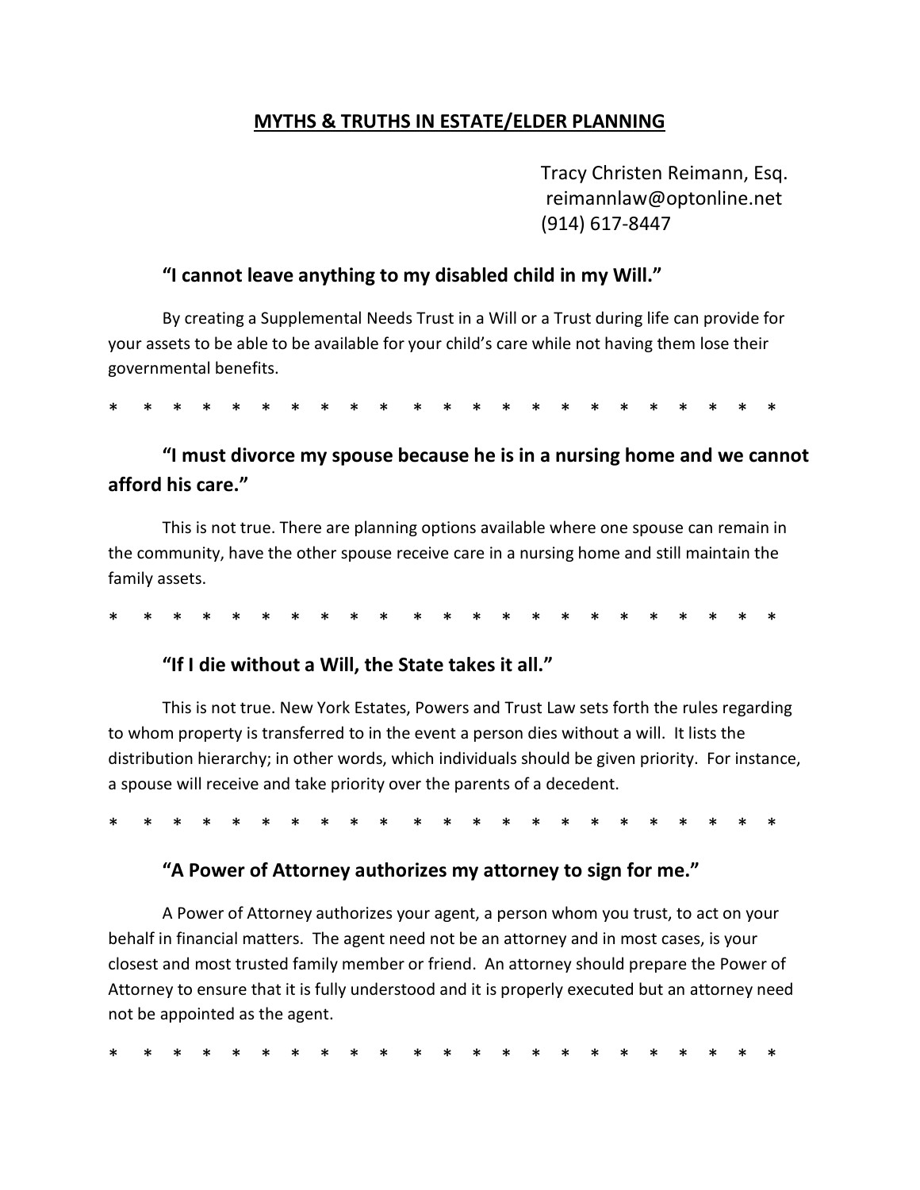# MYTHS & TRUTHS IN ESTATE/ELDER PLANNING

Tracy Christen Reimann, Esq.
reimannlaw@optonline.net
(914) 617-8447

### "I cannot leave anything to my disabled child in my Will."

By creating a Supplemental Needs Trust in a Will or a Trust during life can provide for your assets to be able to be available for your child's care while not having them lose their governmental benefits.

\* \* \* \* \* \* \* \* \* \* \* \* \* \* \* \* \* \* \* \* \* \* \* \*

### "I must divorce my spouse because he is in a nursing home and we cannot afford his care."

This is not true. There are planning options available where one spouse can remain in the community, have the other spouse receive care in a nursing home and still maintain the family assets.

\* \* \* \* \* \* \* \* \* \* \* \* \* \* \* \* \* \* \* \* \* \* \* \*

### "If I die without a Will, the State takes it all."

This is not true. New York Estates, Powers and Trust Law sets forth the rules regarding to whom property is transferred to in the event a person dies without a will. It lists the distribution hierarchy; in other words, which individuals should be given priority. For instance, a spouse will receive and take priority over the parents of a decedent.

\* \* \* \* \* \* \* \* \* \* \* \* \* \* \* \* \* \* \* \* \* \* \* \*

### "A Power of Attorney authorizes my attorney to sign for me."

A Power of Attorney authorizes your agent, a person whom you trust, to act on your behalf in financial matters. The agent need not be an attorney and in most cases, is your closest and most trusted family member or friend. An attorney should prepare the Power of Attorney to ensure that it is fully understood and it is properly executed but an attorney need not be appointed as the agent.

\* \* \* \* \* \* \* \* \* \* \* \* \* \* \* \* \* \* \* \* \* \* \* \*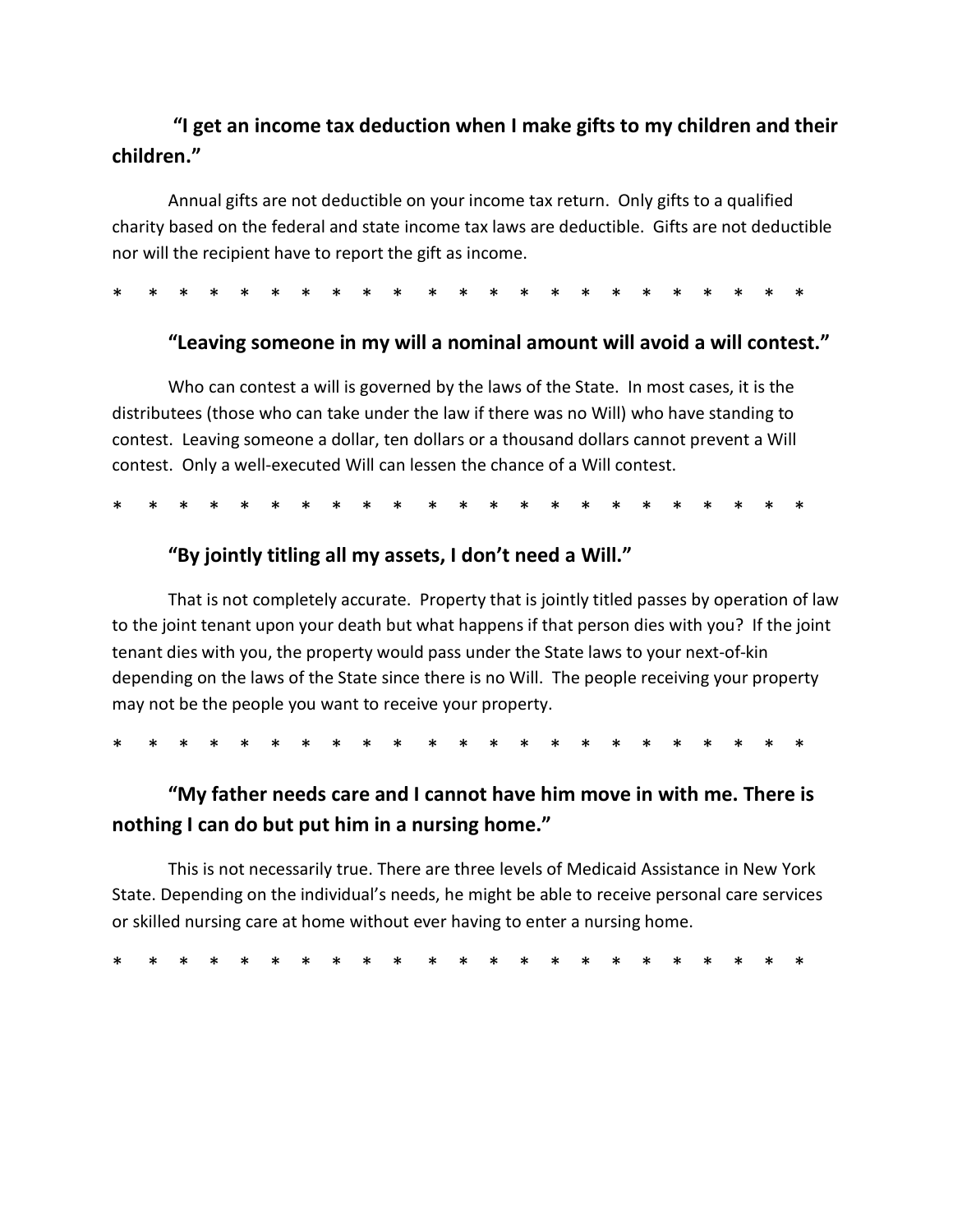**"I get an income tax deduction when I make gifts to my children and their children."**

Annual gifts are not deductible on your income tax return. Only gifts to a qualified charity based on the federal and state income tax laws are deductible. Gifts are not deductible nor will the recipient have to report the gift as income.

* * * * * * * * * * * * * * * * * * * * * * * * *

**"Leaving someone in my will a nominal amount will avoid a will contest."**

Who can contest a will is governed by the laws of the State. In most cases, it is the distributees (those who can take under the law if there was no Will) who have standing to contest. Leaving someone a dollar, ten dollars or a thousand dollars cannot prevent a Will contest. Only a well-executed Will can lessen the chance of a Will contest.

* * * * * * * * * * * * * * * * * * * * * * * * *

**"By jointly titling all my assets, I don't need a Will."**

That is not completely accurate. Property that is jointly titled passes by operation of law to the joint tenant upon your death but what happens if that person dies with you? If the joint tenant dies with you, the property would pass under the State laws to your next-of-kin depending on the laws of the State since there is no Will. The people receiving your property may not be the people you want to receive your property.

* * * * * * * * * * * * * * * * * * * * * * * * *

**"My father needs care and I cannot have him move in with me. There is nothing I can do but put him in a nursing home."**

This is not necessarily true. There are three levels of Medicaid Assistance in New York State. Depending on the individual's needs, he might be able to receive personal care services or skilled nursing care at home without ever having to enter a nursing home.

* * * * * * * * * * * * * * * * * * * * * * * * *